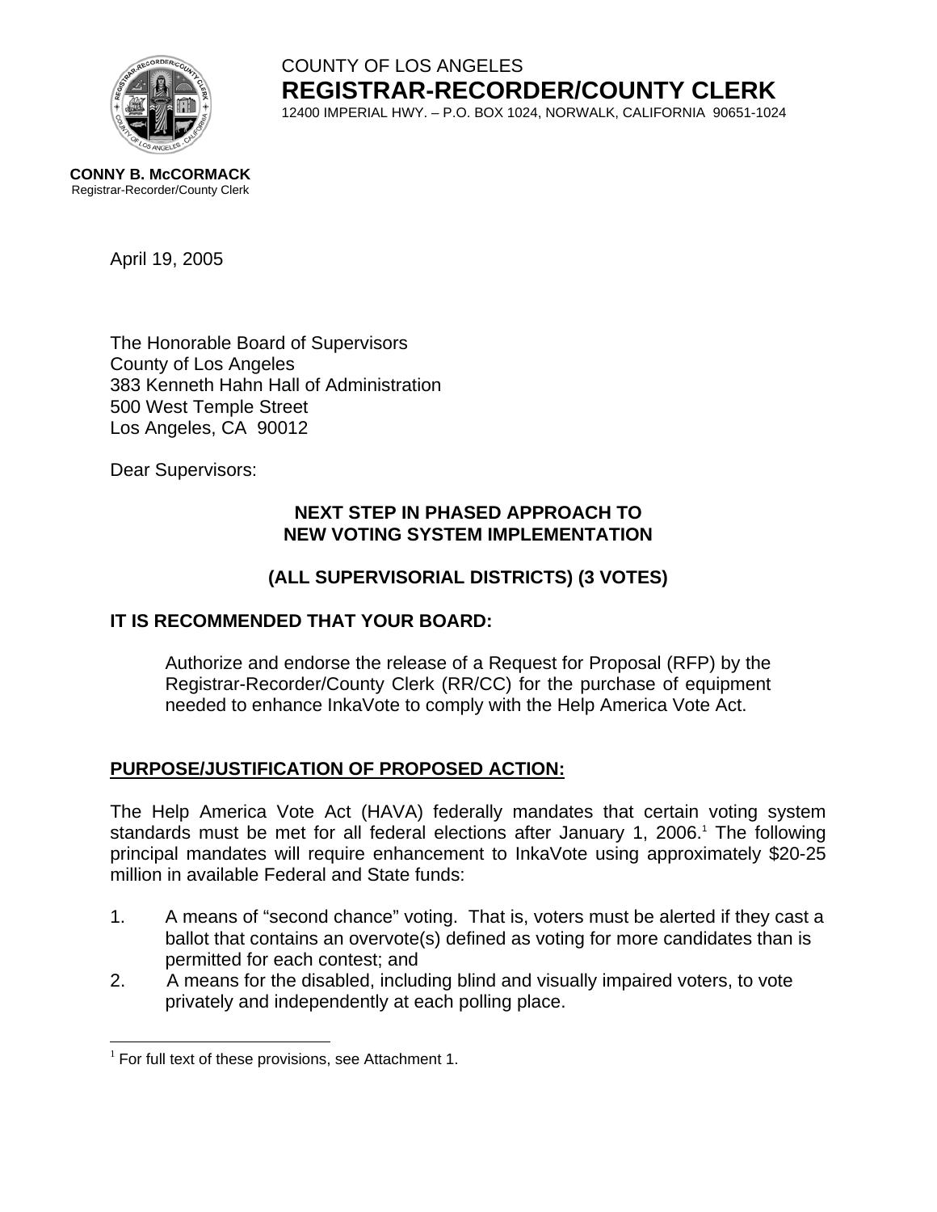COUNTY OF LOS ANGELES

**REGISTRAR-RECORDER/COUNTY CLERK**

12400 IMPERIAL HWY. – P.O. BOX 1024, NORWALK, CALIFORNIA 90651-1024

**CONNY B. McCORMACK**
Registrar-Recorder/County Clerk

April 19, 2005

The Honorable Board of Supervisors
County of Los Angeles
383 Kenneth Hahn Hall of Administration
500 West Temple Street
Los Angeles, CA 90012

Dear Supervisors:

**NEXT STEP IN PHASED APPROACH TO NEW VOTING SYSTEM IMPLEMENTATION**

**(ALL SUPERVISORIAL DISTRICTS) (3 VOTES)**

**IT IS RECOMMENDED THAT YOUR BOARD:**

Authorize and endorse the release of a Request for Proposal (RFP) by the Registrar-Recorder/County Clerk (RR/CC) for the purchase of equipment needed to enhance InkaVote to comply with the Help America Vote Act.

**PURPOSE/JUSTIFICATION OF PROPOSED ACTION:**

The Help America Vote Act (HAVA) federally mandates that certain voting system standards must be met for all federal elections after January 1, 2006.[1] The following principal mandates will require enhancement to InkaVote using approximately $20-25 million in available Federal and State funds:

1. A means of "second chance" voting. That is, voters must be alerted if they cast a ballot that contains an overvote(s) defined as voting for more candidates than is permitted for each contest; and
2. A means for the disabled, including blind and visually impaired voters, to vote privately and independently at each polling place.

[1] For full text of these provisions, see Attachment 1.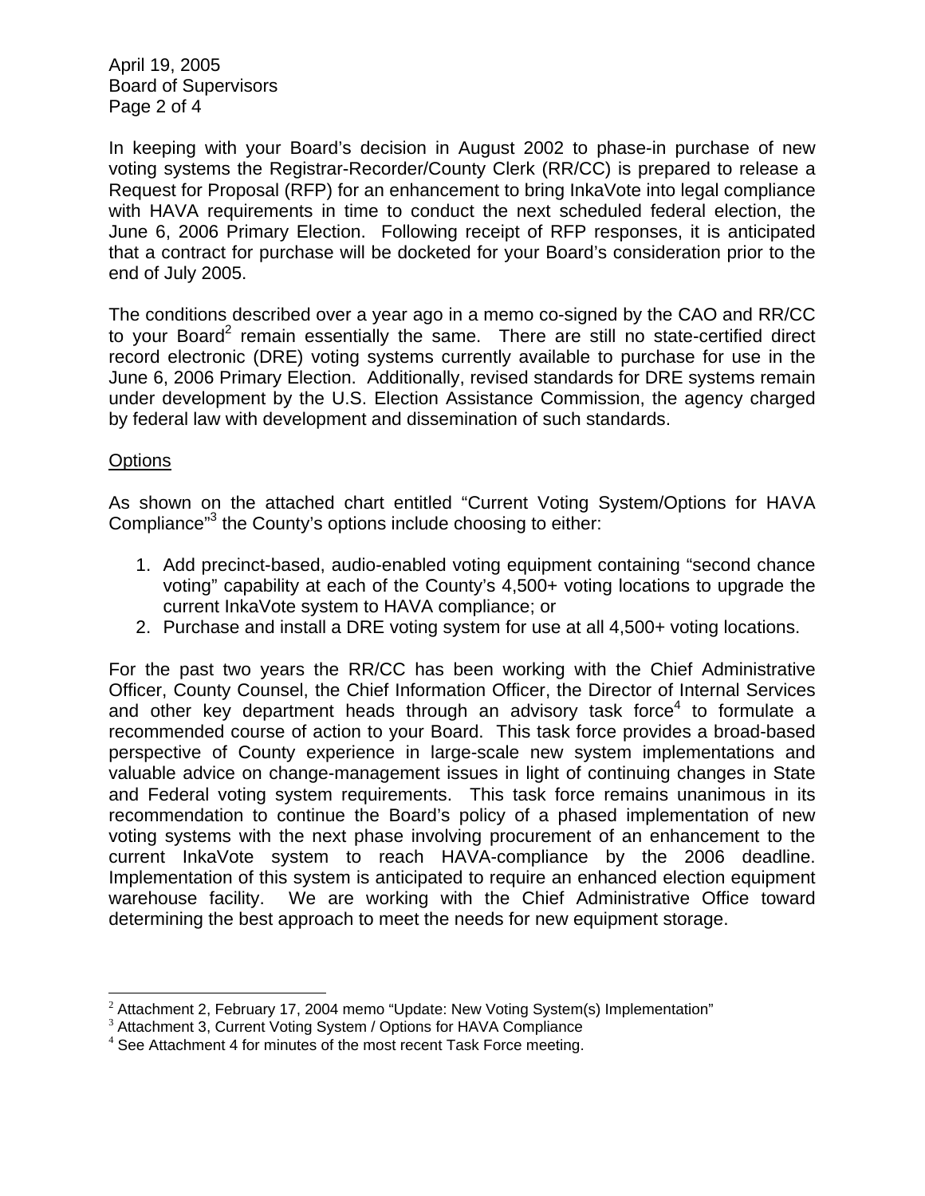In keeping with your Board's decision in August 2002 to phase-in purchase of new voting systems the Registrar-Recorder/County Clerk (RR/CC) is prepared to release a Request for Proposal (RFP) for an enhancement to bring InkaVote into legal compliance with HAVA requirements in time to conduct the next scheduled federal election, the June 6, 2006 Primary Election. Following receipt of RFP responses, it is anticipated that a contract for purchase will be docketed for your Board's consideration prior to the end of July 2005.

The conditions described over a year ago in a memo co-signed by the CAO and RR/CC to your Board[2] remain essentially the same. There are still no state-certified direct record electronic (DRE) voting systems currently available to purchase for use in the June 6, 2006 Primary Election. Additionally, revised standards for DRE systems remain under development by the U.S. Election Assistance Commission, the agency charged by federal law with development and dissemination of such standards.

<u>Options</u>

As shown on the attached chart entitled "Current Voting System/Options for HAVA Compliance"[3] the County's options include choosing to either:

1. Add precinct-based, audio-enabled voting equipment containing "second chance voting" capability at each of the County's 4,500+ voting locations to upgrade the current InkaVote system to HAVA compliance; or
2. Purchase and install a DRE voting system for use at all 4,500+ voting locations.

For the past two years the RR/CC has been working with the Chief Administrative Officer, County Counsel, the Chief Information Officer, the Director of Internal Services and other key department heads through an advisory task force[4] to formulate a recommended course of action to your Board. This task force provides a broad-based perspective of County experience in large-scale new system implementations and valuable advice on change-management issues in light of continuing changes in State and Federal voting system requirements. This task force remains unanimous in its recommendation to continue the Board's policy of a phased implementation of new voting systems with the next phase involving procurement of an enhancement to the current InkaVote system to reach HAVA-compliance by the 2006 deadline. Implementation of this system is anticipated to require an enhanced election equipment warehouse facility. We are working with the Chief Administrative Office toward determining the best approach to meet the needs for new equipment storage.

---

[2] Attachment 2, February 17, 2004 memo "Update: New Voting System(s) Implementation"

[3] Attachment 3, Current Voting System / Options for HAVA Compliance

[4] See Attachment 4 for minutes of the most recent Task Force meeting.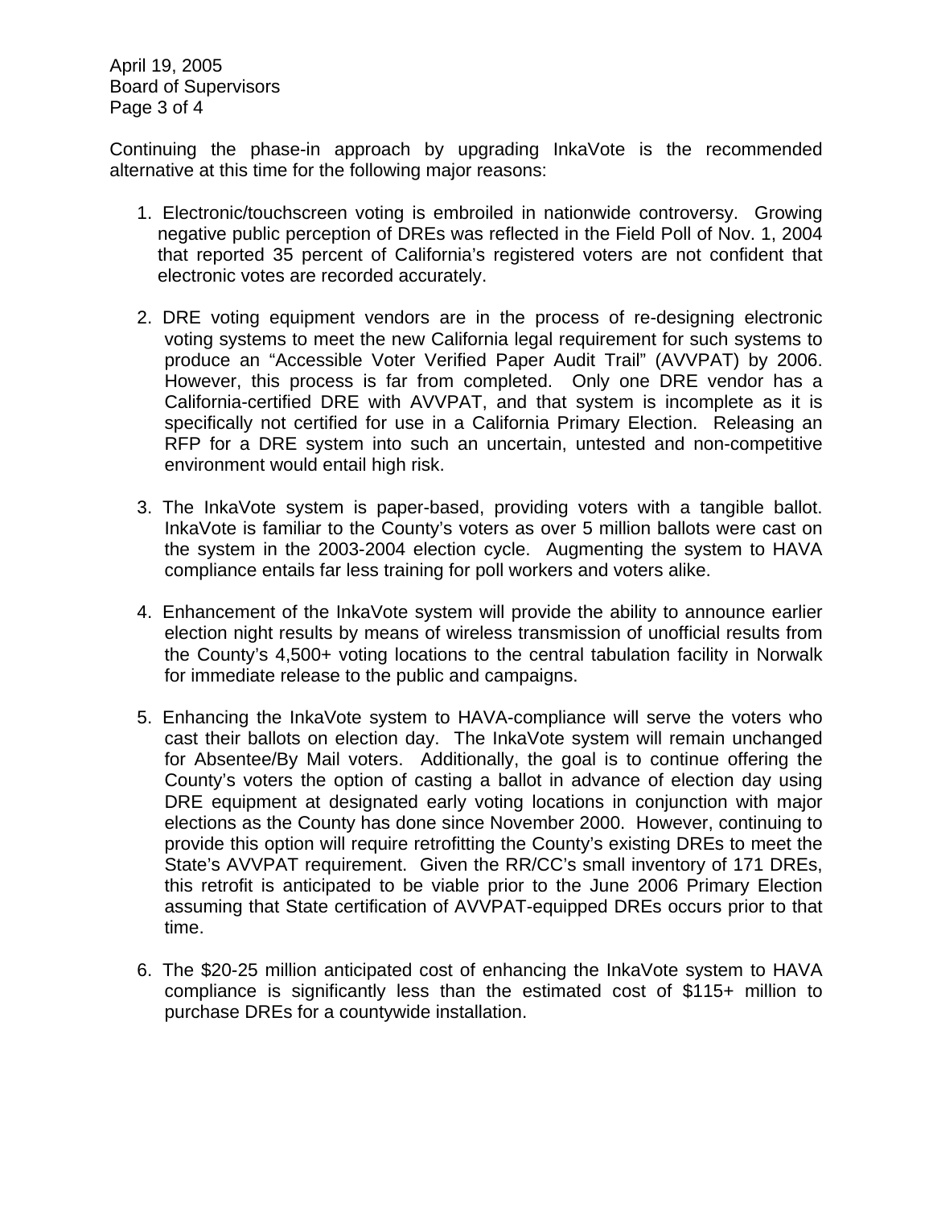Continuing the phase-in approach by upgrading InkaVote is the recommended alternative at this time for the following major reasons:

1. Electronic/touchscreen voting is embroiled in nationwide controversy. Growing negative public perception of DREs was reflected in the Field Poll of Nov. 1, 2004 that reported 35 percent of California's registered voters are not confident that electronic votes are recorded accurately.

2. DRE voting equipment vendors are in the process of re-designing electronic voting systems to meet the new California legal requirement for such systems to produce an "Accessible Voter Verified Paper Audit Trail" (AVVPAT) by 2006. However, this process is far from completed. Only one DRE vendor has a California-certified DRE with AVVPAT, and that system is incomplete as it is specifically not certified for use in a California Primary Election. Releasing an RFP for a DRE system into such an uncertain, untested and non-competitive environment would entail high risk.

3. The InkaVote system is paper-based, providing voters with a tangible ballot. InkaVote is familiar to the County's voters as over 5 million ballots were cast on the system in the 2003-2004 election cycle. Augmenting the system to HAVA compliance entails far less training for poll workers and voters alike.

4. Enhancement of the InkaVote system will provide the ability to announce earlier election night results by means of wireless transmission of unofficial results from the County's 4,500+ voting locations to the central tabulation facility in Norwalk for immediate release to the public and campaigns.

5. Enhancing the InkaVote system to HAVA-compliance will serve the voters who cast their ballots on election day. The InkaVote system will remain unchanged for Absentee/By Mail voters. Additionally, the goal is to continue offering the County's voters the option of casting a ballot in advance of election day using DRE equipment at designated early voting locations in conjunction with major elections as the County has done since November 2000. However, continuing to provide this option will require retrofitting the County's existing DREs to meet the State's AVVPAT requirement. Given the RR/CC's small inventory of 171 DREs, this retrofit is anticipated to be viable prior to the June 2006 Primary Election assuming that State certification of AVVPAT-equipped DREs occurs prior to that time.

6. The $20-25 million anticipated cost of enhancing the InkaVote system to HAVA compliance is significantly less than the estimated cost of $115+ million to purchase DREs for a countywide installation.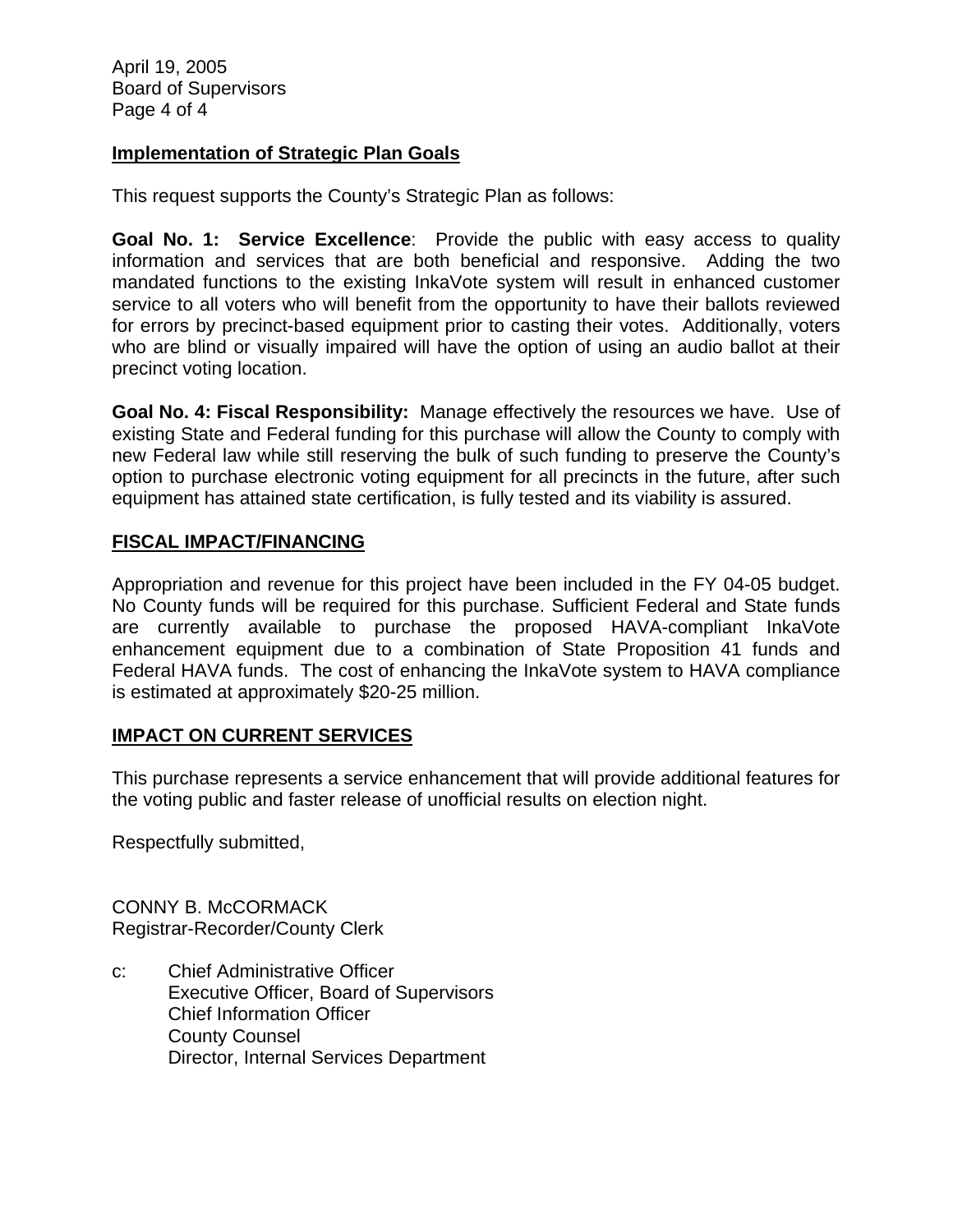## Implementation of Strategic Plan Goals

This request supports the County's Strategic Plan as follows:

**Goal No. 1: Service Excellence**: Provide the public with easy access to quality information and services that are both beneficial and responsive. Adding the two mandated functions to the existing InkaVote system will result in enhanced customer service to all voters who will benefit from the opportunity to have their ballots reviewed for errors by precinct-based equipment prior to casting their votes. Additionally, voters who are blind or visually impaired will have the option of using an audio ballot at their precinct voting location.

**Goal No. 4: Fiscal Responsibility:** Manage effectively the resources we have. Use of existing State and Federal funding for this purchase will allow the County to comply with new Federal law while still reserving the bulk of such funding to preserve the County's option to purchase electronic voting equipment for all precincts in the future, after such equipment has attained state certification, is fully tested and its viability is assured.

## FISCAL IMPACT/FINANCING

Appropriation and revenue for this project have been included in the FY 04-05 budget. No County funds will be required for this purchase. Sufficient Federal and State funds are currently available to purchase the proposed HAVA-compliant InkaVote enhancement equipment due to a combination of State Proposition 41 funds and Federal HAVA funds. The cost of enhancing the InkaVote system to HAVA compliance is estimated at approximately $20-25 million.

## IMPACT ON CURRENT SERVICES

This purchase represents a service enhancement that will provide additional features for the voting public and faster release of unofficial results on election night.

Respectfully submitted,

CONNY B. McCORMACK
Registrar-Recorder/County Clerk

c: Chief Administrative Officer
Executive Officer, Board of Supervisors
Chief Information Officer
County Counsel
Director, Internal Services Department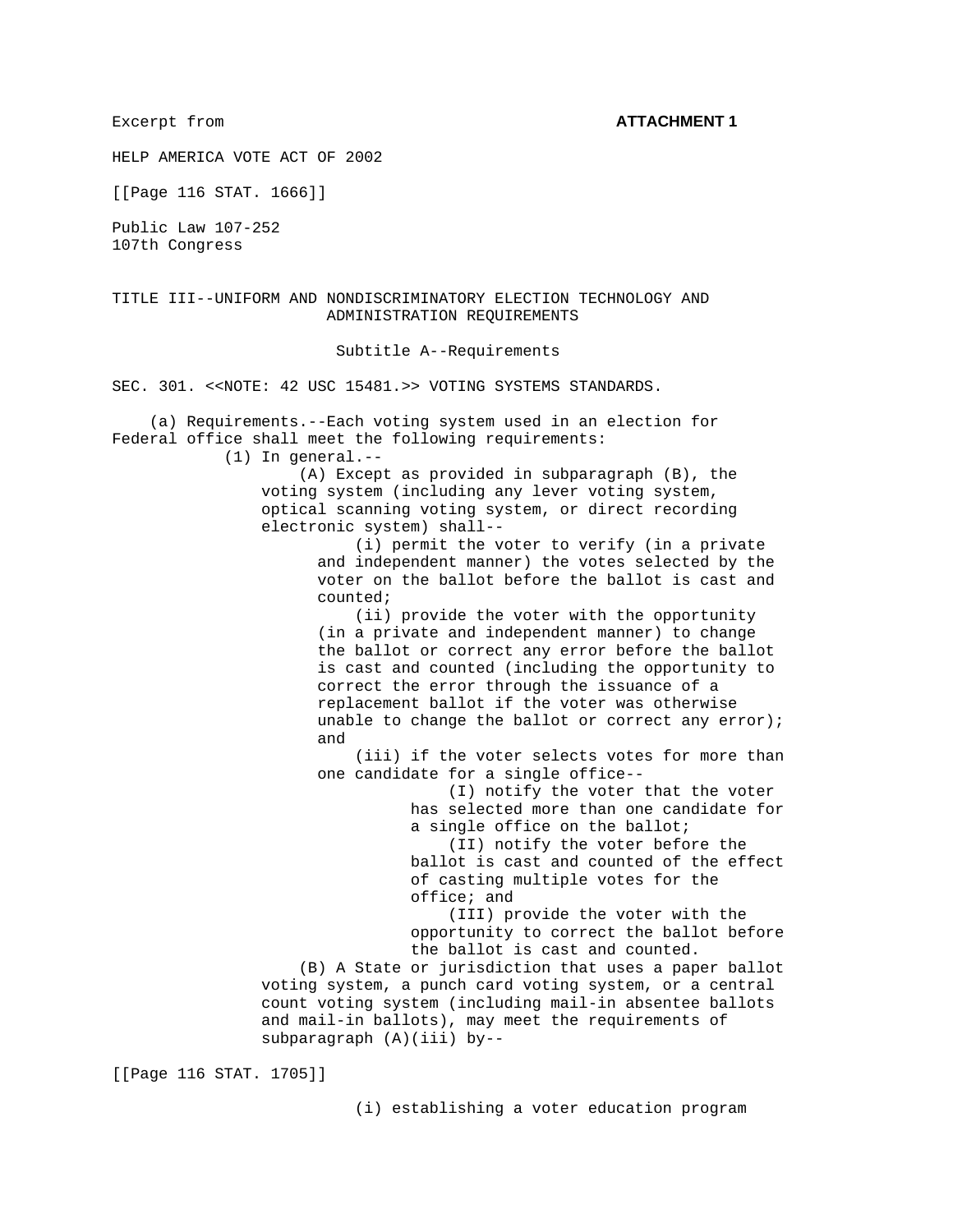Excerpt from **ATTACHMENT 1**

HELP AMERICA VOTE ACT OF 2002

[[Page 116 STAT. 1666]]

Public Law 107-252
107th Congress

TITLE III--UNIFORM AND NONDISCRIMINATORY ELECTION TECHNOLOGY AND ADMINISTRATION REQUIREMENTS

Subtitle A--Requirements

SEC. 301. <<NOTE: 42 USC 15481.>> VOTING SYSTEMS STANDARDS.

(a) Requirements.--Each voting system used in an election for Federal office shall meet the following requirements:

(1) In general.--

(A) Except as provided in subparagraph (B), the voting system (including any lever voting system, optical scanning voting system, or direct recording electronic system) shall--

(i) permit the voter to verify (in a private and independent manner) the votes selected by the voter on the ballot before the ballot is cast and counted;

(ii) provide the voter with the opportunity (in a private and independent manner) to change the ballot or correct any error before the ballot is cast and counted (including the opportunity to correct the error through the issuance of a replacement ballot if the voter was otherwise unable to change the ballot or correct any error); and

(iii) if the voter selects votes for more than one candidate for a single office--

(I) notify the voter that the voter has selected more than one candidate for a single office on the ballot;

(II) notify the voter before the ballot is cast and counted of the effect of casting multiple votes for the office; and

(III) provide the voter with the opportunity to correct the ballot before the ballot is cast and counted.

(B) A State or jurisdiction that uses a paper ballot voting system, a punch card voting system, or a central count voting system (including mail-in absentee ballots and mail-in ballots), may meet the requirements of subparagraph (A)(iii) by--

[[Page 116 STAT. 1705]]

(i) establishing a voter education program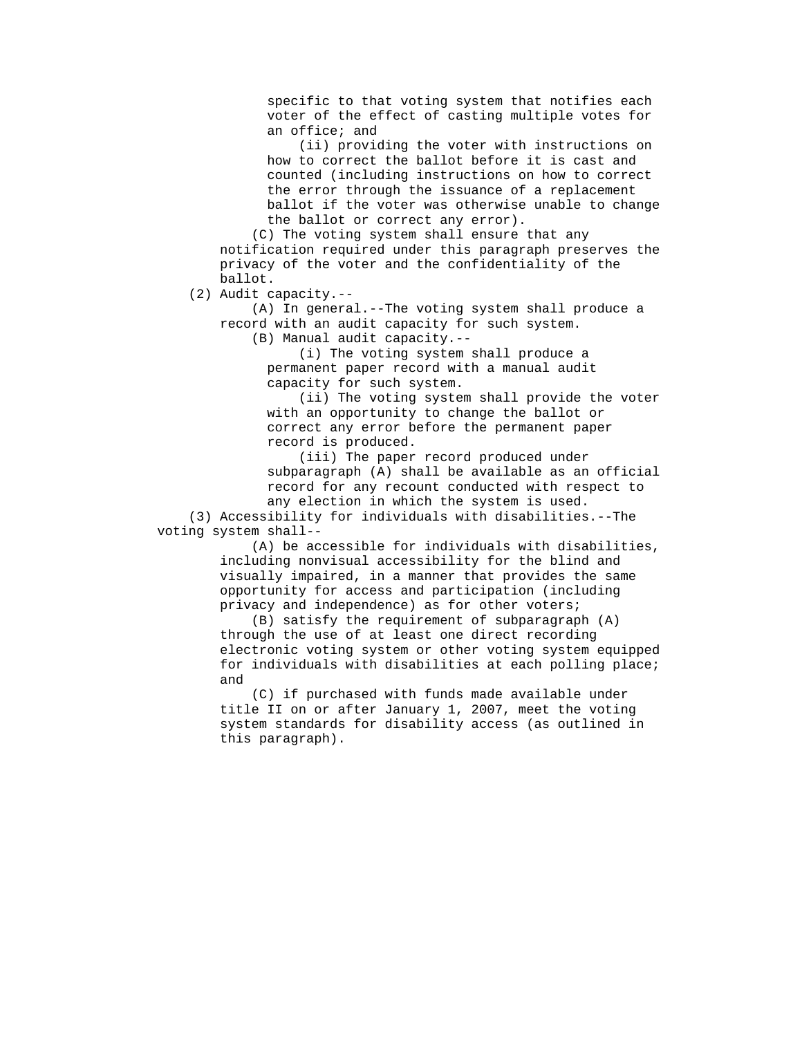specific to that voting system that notifies each voter of the effect of casting multiple votes for an office; and

(ii) providing the voter with instructions on how to correct the ballot before it is cast and counted (including instructions on how to correct the error through the issuance of a replacement ballot if the voter was otherwise unable to change the ballot or correct any error).

(C) The voting system shall ensure that any notification required under this paragraph preserves the privacy of the voter and the confidentiality of the ballot.

(2) Audit capacity.--

(A) In general.--The voting system shall produce a record with an audit capacity for such system.

(B) Manual audit capacity.--

(i) The voting system shall produce a permanent paper record with a manual audit capacity for such system.

(ii) The voting system shall provide the voter with an opportunity to change the ballot or correct any error before the permanent paper record is produced.

(iii) The paper record produced under subparagraph (A) shall be available as an official record for any recount conducted with respect to any election in which the system is used.

(3) Accessibility for individuals with disabilities.--The voting system shall--

(A) be accessible for individuals with disabilities, including nonvisual accessibility for the blind and visually impaired, in a manner that provides the same opportunity for access and participation (including privacy and independence) as for other voters;

(B) satisfy the requirement of subparagraph (A) through the use of at least one direct recording electronic voting system or other voting system equipped for individuals with disabilities at each polling place; and

(C) if purchased with funds made available under title II on or after January 1, 2007, meet the voting system standards for disability access (as outlined in this paragraph).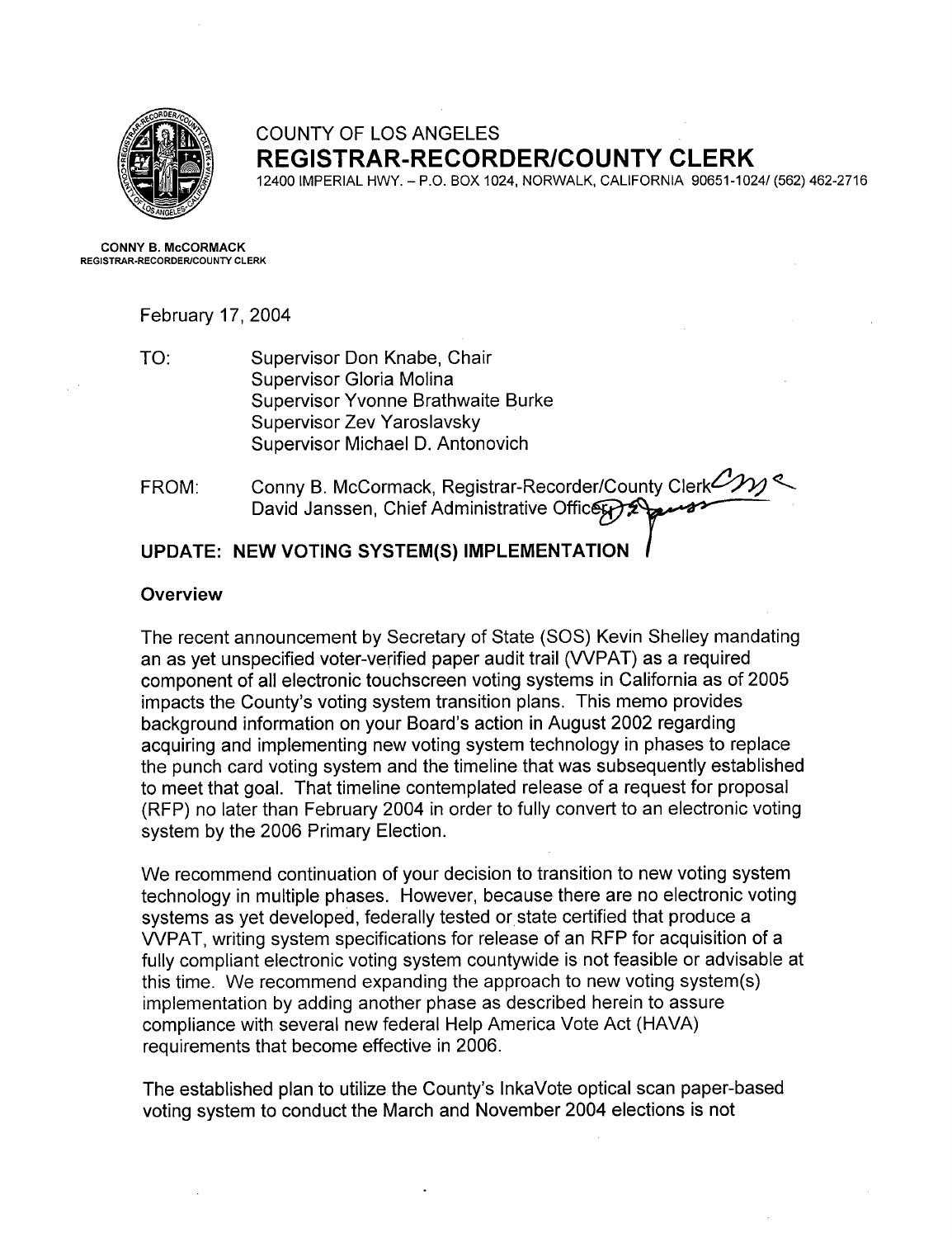COUNTY OF LOS ANGELES

# REGISTRAR-RECORDER/COUNTY CLERK

12400 IMPERIAL HWY. – P.O. BOX 1024, NORWALK, CALIFORNIA 90651-1024/ (562) 462-2716

**CONNY B. McCORMACK**
**REGISTRAR-RECORDER/COUNTY CLERK**

February 17, 2004

TO: Supervisor Don Knabe, Chair
Supervisor Gloria Molina
Supervisor Yvonne Brathwaite Burke
Supervisor Zev Yaroslavsky
Supervisor Michael D. Antonovich

FROM: Conny B. McCormack, Registrar-Recorder/County Clerk
David Janssen, Chief Administrative Officer

## UPDATE: NEW VOTING SYSTEM(S) IMPLEMENTATION

### Overview

The recent announcement by Secretary of State (SOS) Kevin Shelley mandating an as yet unspecified voter-verified paper audit trail (VVPAT) as a required component of all electronic touchscreen voting systems in California as of 2005 impacts the County's voting system transition plans. This memo provides background information on your Board's action in August 2002 regarding acquiring and implementing new voting system technology in phases to replace the punch card voting system and the timeline that was subsequently established to meet that goal. That timeline contemplated release of a request for proposal (RFP) no later than February 2004 in order to fully convert to an electronic voting system by the 2006 Primary Election.

We recommend continuation of your decision to transition to new voting system technology in multiple phases. However, because there are no electronic voting systems as yet developed, federally tested or state certified that produce a VVPAT, writing system specifications for release of an RFP for acquisition of a fully compliant electronic voting system countywide is not feasible or advisable at this time. We recommend expanding the approach to new voting system(s) implementation by adding another phase as described herein to assure compliance with several new federal Help America Vote Act (HAVA) requirements that become effective in 2006.

The established plan to utilize the County's InkaVote optical scan paper-based voting system to conduct the March and November 2004 elections is not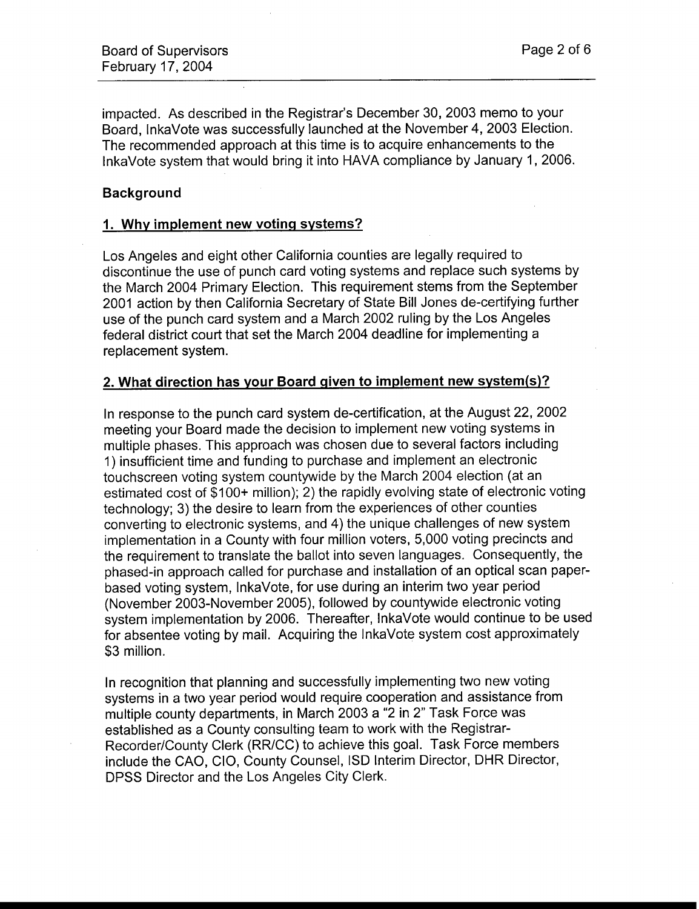impacted. As described in the Registrar's December 30, 2003 memo to your Board, InkaVote was successfully launched at the November 4, 2003 Election. The recommended approach at this time is to acquire enhancements to the InkaVote system that would bring it into HAVA compliance by January 1, 2006.

**Background**

**1. Why implement new voting systems?**

Los Angeles and eight other California counties are legally required to discontinue the use of punch card voting systems and replace such systems by the March 2004 Primary Election. This requirement stems from the September 2001 action by then California Secretary of State Bill Jones de-certifying further use of the punch card system and a March 2002 ruling by the Los Angeles federal district court that set the March 2004 deadline for implementing a replacement system.

**2. What direction has your Board given to implement new system(s)?**

In response to the punch card system de-certification, at the August 22, 2002 meeting your Board made the decision to implement new voting systems in multiple phases. This approach was chosen due to several factors including 1) insufficient time and funding to purchase and implement an electronic touchscreen voting system countywide by the March 2004 election (at an estimated cost of $100+ million); 2) the rapidly evolving state of electronic voting technology; 3) the desire to learn from the experiences of other counties converting to electronic systems, and 4) the unique challenges of new system implementation in a County with four million voters, 5,000 voting precincts and the requirement to translate the ballot into seven languages. Consequently, the phased-in approach called for purchase and installation of an optical scan paper-based voting system, InkaVote, for use during an interim two year period (November 2003-November 2005), followed by countywide electronic voting system implementation by 2006. Thereafter, InkaVote would continue to be used for absentee voting by mail. Acquiring the InkaVote system cost approximately $3 million.

In recognition that planning and successfully implementing two new voting systems in a two year period would require cooperation and assistance from multiple county departments, in March 2003 a "2 in 2" Task Force was established as a County consulting team to work with the Registrar-Recorder/County Clerk (RR/CC) to achieve this goal. Task Force members include the CAO, CIO, County Counsel, ISD Interim Director, DHR Director, DPSS Director and the Los Angeles City Clerk.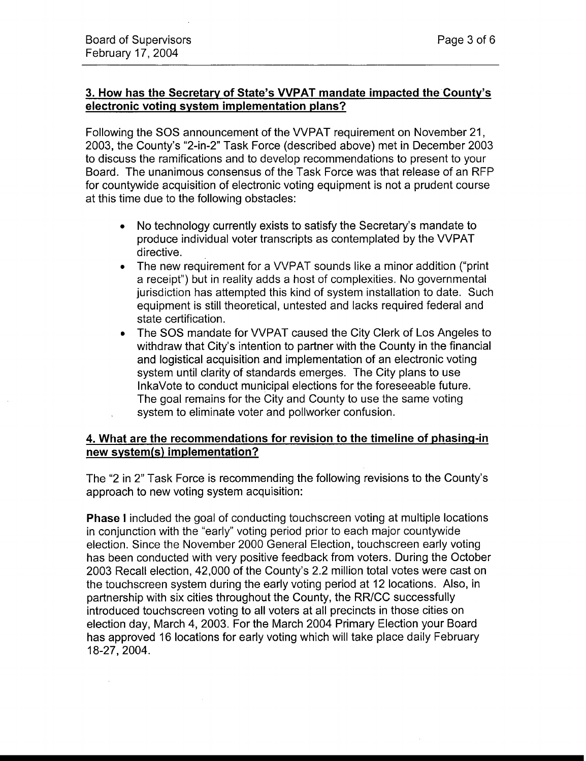### 3. How has the Secretary of State's VVPAT mandate impacted the County's electronic voting system implementation plans?

Following the SOS announcement of the VVPAT requirement on November 21, 2003, the County's "2-in-2" Task Force (described above) met in December 2003 to discuss the ramifications and to develop recommendations to present to your Board. The unanimous consensus of the Task Force was that release of an RFP for countywide acquisition of electronic voting equipment is not a prudent course at this time due to the following obstacles:

- No technology currently exists to satisfy the Secretary's mandate to produce individual voter transcripts as contemplated by the VVPAT directive.
- The new requirement for a VVPAT sounds like a minor addition ("print a receipt") but in reality adds a host of complexities. No governmental jurisdiction has attempted this kind of system installation to date. Such equipment is still theoretical, untested and lacks required federal and state certification.
- The SOS mandate for VVPAT caused the City Clerk of Los Angeles to withdraw that City's intention to partner with the County in the financial and logistical acquisition and implementation of an electronic voting system until clarity of standards emerges. The City plans to use InkaVote to conduct municipal elections for the foreseeable future. The goal remains for the City and County to use the same voting system to eliminate voter and pollworker confusion.

### 4. What are the recommendations for revision to the timeline of phasing-in new system(s) implementation?

The "2 in 2" Task Force is recommending the following revisions to the County's approach to new voting system acquisition:

**Phase I** included the goal of conducting touchscreen voting at multiple locations in conjunction with the "early" voting period prior to each major countywide election. Since the November 2000 General Election, touchscreen early voting has been conducted with very positive feedback from voters. During the October 2003 Recall election, 42,000 of the County's 2.2 million total votes were cast on the touchscreen system during the early voting period at 12 locations. Also, in partnership with six cities throughout the County, the RR/CC successfully introduced touchscreen voting to all voters at all precincts in those cities on election day, March 4, 2003. For the March 2004 Primary Election your Board has approved 16 locations for early voting which will take place daily February 18-27, 2004.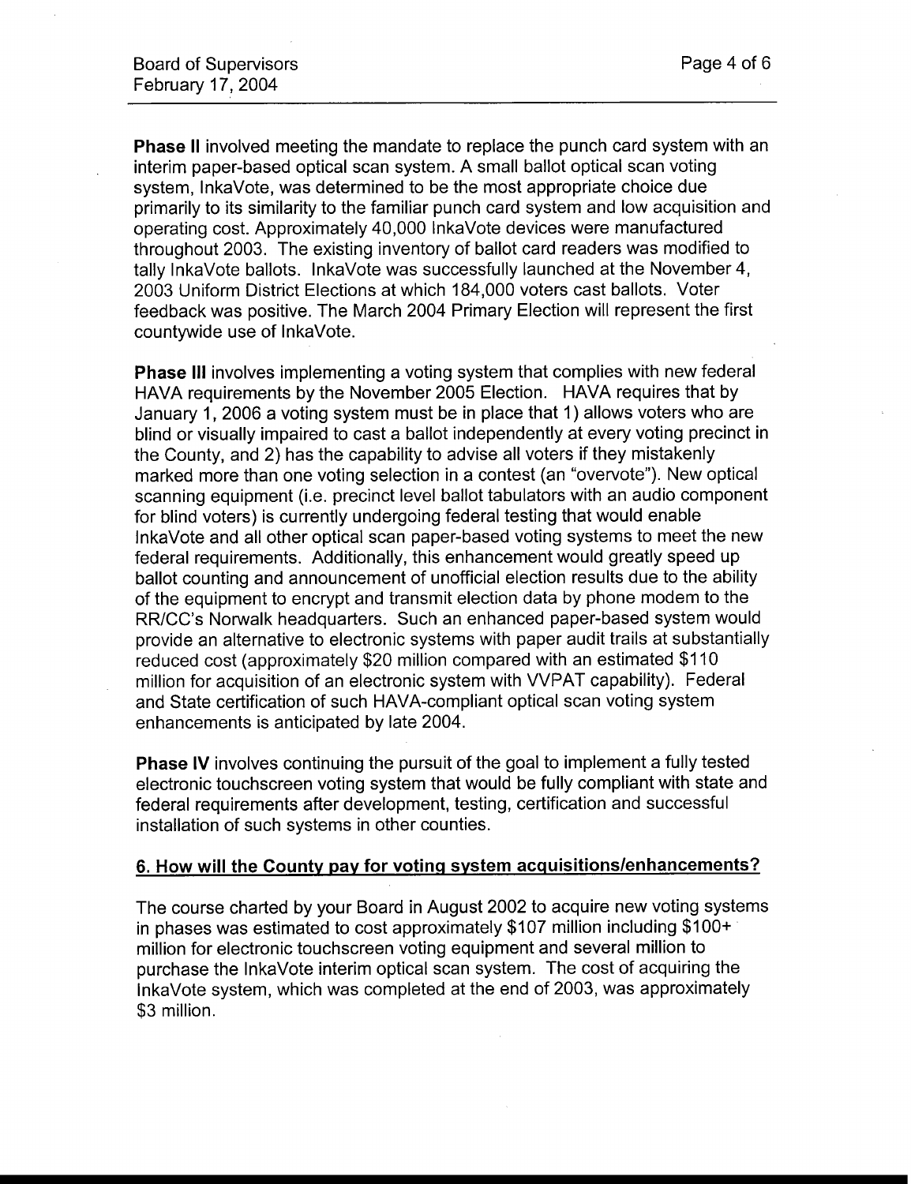**Phase II** involved meeting the mandate to replace the punch card system with an interim paper-based optical scan system. A small ballot optical scan voting system, InkaVote, was determined to be the most appropriate choice due primarily to its similarity to the familiar punch card system and low acquisition and operating cost. Approximately 40,000 InkaVote devices were manufactured throughout 2003. The existing inventory of ballot card readers was modified to tally InkaVote ballots. InkaVote was successfully launched at the November 4, 2003 Uniform District Elections at which 184,000 voters cast ballots. Voter feedback was positive. The March 2004 Primary Election will represent the first countywide use of InkaVote.

**Phase III** involves implementing a voting system that complies with new federal HAVA requirements by the November 2005 Election. HAVA requires that by January 1, 2006 a voting system must be in place that 1) allows voters who are blind or visually impaired to cast a ballot independently at every voting precinct in the County, and 2) has the capability to advise all voters if they mistakenly marked more than one voting selection in a contest (an "overvote"). New optical scanning equipment (i.e. precinct level ballot tabulators with an audio component for blind voters) is currently undergoing federal testing that would enable InkaVote and all other optical scan paper-based voting systems to meet the new federal requirements. Additionally, this enhancement would greatly speed up ballot counting and announcement of unofficial election results due to the ability of the equipment to encrypt and transmit election data by phone modem to the RR/CC's Norwalk headquarters. Such an enhanced paper-based system would provide an alternative to electronic systems with paper audit trails at substantially reduced cost (approximately $20 million compared with an estimated $110 million for acquisition of an electronic system with VVPAT capability). Federal and State certification of such HAVA-compliant optical scan voting system enhancements is anticipated by late 2004.

**Phase IV** involves continuing the pursuit of the goal to implement a fully tested electronic touchscreen voting system that would be fully compliant with state and federal requirements after development, testing, certification and successful installation of such systems in other counties.

## 6. How will the County pay for voting system acquisitions/enhancements?

The course charted by your Board in August 2002 to acquire new voting systems in phases was estimated to cost approximately $107 million including $100+ million for electronic touchscreen voting equipment and several million to purchase the InkaVote interim optical scan system. The cost of acquiring the InkaVote system, which was completed at the end of 2003, was approximately $3 million.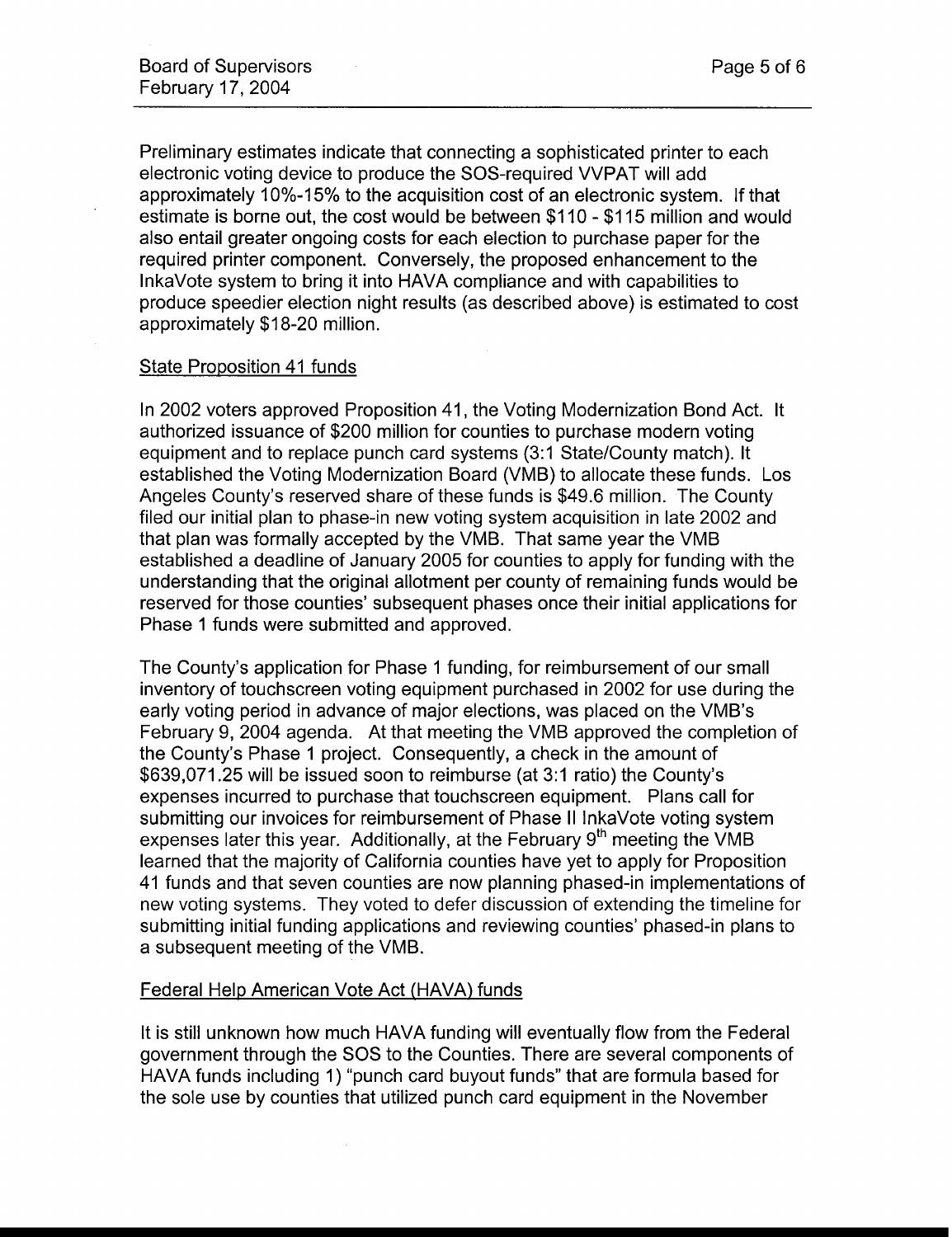Preliminary estimates indicate that connecting a sophisticated printer to each electronic voting device to produce the SOS-required VVPAT will add approximately 10%-15% to the acquisition cost of an electronic system. If that estimate is borne out, the cost would be between $110 - $115 million and would also entail greater ongoing costs for each election to purchase paper for the required printer component. Conversely, the proposed enhancement to the InkaVote system to bring it into HAVA compliance and with capabilities to produce speedier election night results (as described above) is estimated to cost approximately $18-20 million.

State Proposition 41 funds

In 2002 voters approved Proposition 41, the Voting Modernization Bond Act. It authorized issuance of $200 million for counties to purchase modern voting equipment and to replace punch card systems (3:1 State/County match). It established the Voting Modernization Board (VMB) to allocate these funds. Los Angeles County's reserved share of these funds is $49.6 million. The County filed our initial plan to phase-in new voting system acquisition in late 2002 and that plan was formally accepted by the VMB. That same year the VMB established a deadline of January 2005 for counties to apply for funding with the understanding that the original allotment per county of remaining funds would be reserved for those counties' subsequent phases once their initial applications for Phase 1 funds were submitted and approved.

The County's application for Phase 1 funding, for reimbursement of our small inventory of touchscreen voting equipment purchased in 2002 for use during the early voting period in advance of major elections, was placed on the VMB's February 9, 2004 agenda. At that meeting the VMB approved the completion of the County's Phase 1 project. Consequently, a check in the amount of $639,071.25 will be issued soon to reimburse (at 3:1 ratio) the County's expenses incurred to purchase that touchscreen equipment. Plans call for submitting our invoices for reimbursement of Phase II InkaVote voting system expenses later this year. Additionally, at the February 9th meeting the VMB learned that the majority of California counties have yet to apply for Proposition 41 funds and that seven counties are now planning phased-in implementations of new voting systems. They voted to defer discussion of extending the timeline for submitting initial funding applications and reviewing counties' phased-in plans to a subsequent meeting of the VMB.

Federal Help American Vote Act (HAVA) funds

It is still unknown how much HAVA funding will eventually flow from the Federal government through the SOS to the Counties. There are several components of HAVA funds including 1) "punch card buyout funds" that are formula based for the sole use by counties that utilized punch card equipment in the November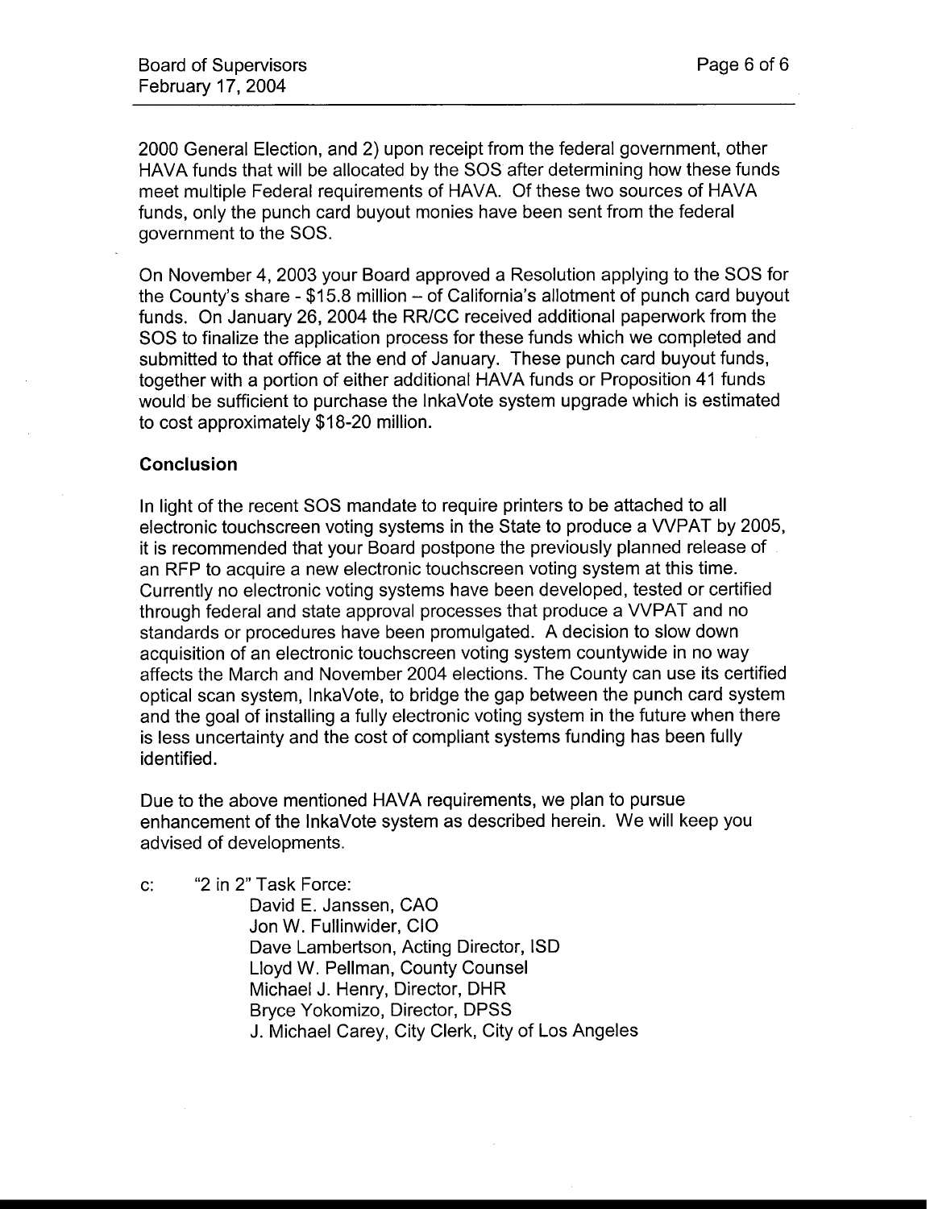2000 General Election, and 2) upon receipt from the federal government, other HAVA funds that will be allocated by the SOS after determining how these funds meet multiple Federal requirements of HAVA. Of these two sources of HAVA funds, only the punch card buyout monies have been sent from the federal government to the SOS.

On November 4, 2003 your Board approved a Resolution applying to the SOS for the County's share - $15.8 million – of California's allotment of punch card buyout funds. On January 26, 2004 the RR/CC received additional paperwork from the SOS to finalize the application process for these funds which we completed and submitted to that office at the end of January. These punch card buyout funds, together with a portion of either additional HAVA funds or Proposition 41 funds would be sufficient to purchase the InkaVote system upgrade which is estimated to cost approximately $18-20 million.

**Conclusion**

In light of the recent SOS mandate to require printers to be attached to all electronic touchscreen voting systems in the State to produce a VVPAT by 2005, it is recommended that your Board postpone the previously planned release of an RFP to acquire a new electronic touchscreen voting system at this time. Currently no electronic voting systems have been developed, tested or certified through federal and state approval processes that produce a VVPAT and no standards or procedures have been promulgated. A decision to slow down acquisition of an electronic touchscreen voting system countywide in no way affects the March and November 2004 elections. The County can use its certified optical scan system, InkaVote, to bridge the gap between the punch card system and the goal of installing a fully electronic voting system in the future when there is less uncertainty and the cost of compliant systems funding has been fully identified.

Due to the above mentioned HAVA requirements, we plan to pursue enhancement of the InkaVote system as described herein. We will keep you advised of developments.

c: "2 in 2" Task Force:
David E. Janssen, CAO
Jon W. Fullinwider, CIO
Dave Lambertson, Acting Director, ISD
Lloyd W. Pellman, County Counsel
Michael J. Henry, Director, DHR
Bryce Yokomizo, Director, DPSS
J. Michael Carey, City Clerk, City of Los Angeles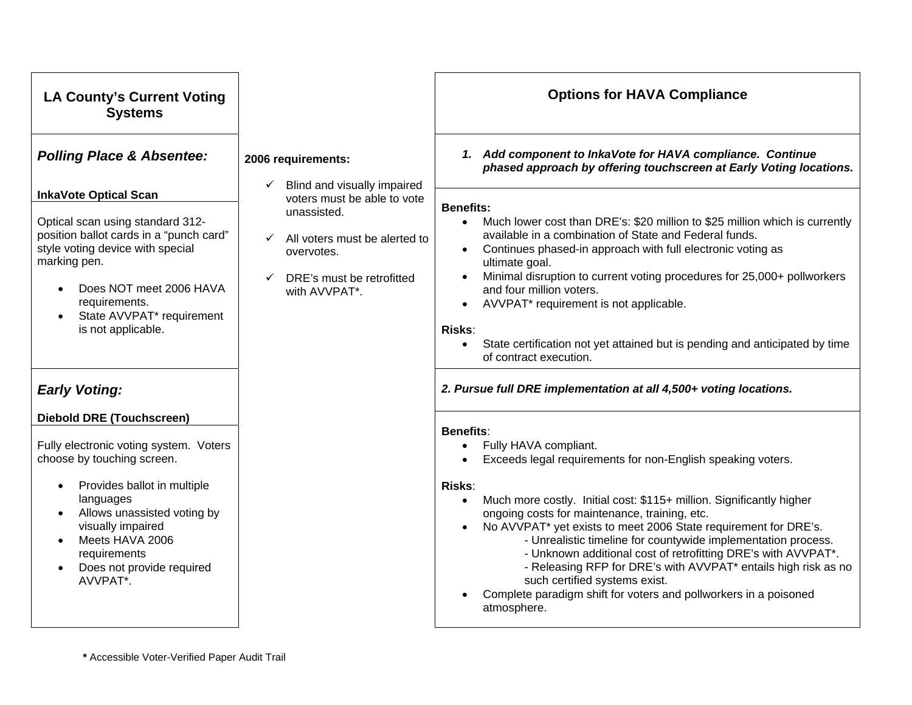## LA County's Current Voting Systems

### *Polling Place & Absentee:*

**InkaVote Optical Scan**

Optical scan using standard 312-position ballot cards in a "punch card" style voting device with special marking pen.

- Does NOT meet 2006 HAVA requirements.
- State AVVPAT* requirement is not applicable.

### *Early Voting:*

**Diebold DRE (Touchscreen)**

Fully electronic voting system. Voters choose by touching screen.

- Provides ballot in multiple languages
- Allows unassisted voting by visually impaired
- Meets HAVA 2006 requirements
- Does not provide required AVVPAT*.

**2006 requirements:**

- ✓ Blind and visually impaired voters must be able to vote unassisted.
- ✓ All voters must be alerted to overvotes.
- ✓ DRE's must be retrofitted with AVVPAT*.

## Options for HAVA Compliance

***1. Add component to InkaVote for HAVA compliance. Continue phased approach by offering touchscreen at Early Voting locations.***

**Benefits:**

- Much lower cost than DRE's: $20 million to $25 million which is currently available in a combination of State and Federal funds.
- Continues phased-in approach with full electronic voting as ultimate goal.
- Minimal disruption to current voting procedures for 25,000+ pollworkers and four million voters.
- AVVPAT* requirement is not applicable.

**Risks**:

- State certification not yet attained but is pending and anticipated by time of contract execution.

***2. Pursue full DRE implementation at all 4,500+ voting locations.***

**Benefits**:

- Fully HAVA compliant.
- Exceeds legal requirements for non-English speaking voters.

**Risks**:

- Much more costly. Initial cost: $115+ million. Significantly higher ongoing costs for maintenance, training, etc.
- No AVVPAT* yet exists to meet 2006 State requirement for DRE's.
  - Unrealistic timeline for countywide implementation process.
  - Unknown additional cost of retrofitting DRE's with AVVPAT*.
  - Releasing RFP for DRE's with AVVPAT* entails high risk as no such certified systems exist.
- Complete paradigm shift for voters and pollworkers in a poisoned atmosphere.

**\*** Accessible Voter-Verified Paper Audit Trail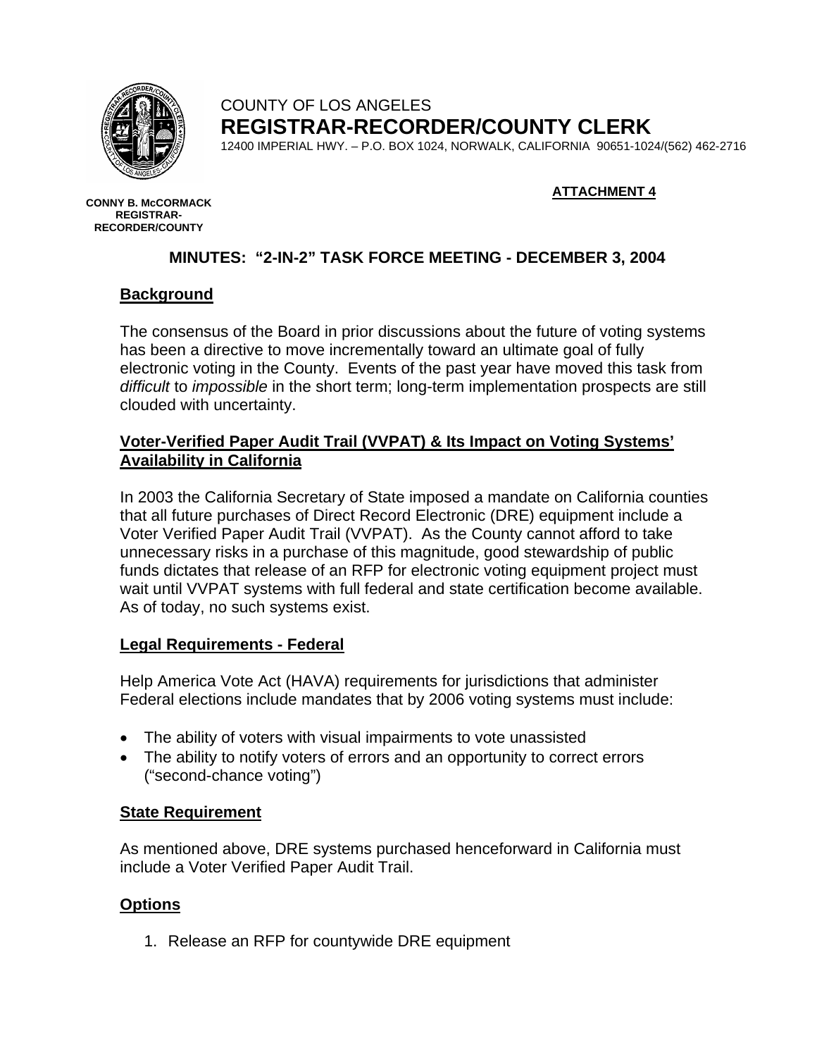COUNTY OF LOS ANGELES

**REGISTRAR-RECORDER/COUNTY CLERK**

12400 IMPERIAL HWY. – P.O. BOX 1024, NORWALK, CALIFORNIA 90651-1024/(562) 462-2716

**CONNY B. McCORMACK**
**REGISTRAR-RECORDER/COUNTY**

**ATTACHMENT 4**

## MINUTES: "2-IN-2" TASK FORCE MEETING - DECEMBER 3, 2004

### Background

The consensus of the Board in prior discussions about the future of voting systems has been a directive to move incrementally toward an ultimate goal of fully electronic voting in the County. Events of the past year have moved this task from *difficult* to *impossible* in the short term; long-term implementation prospects are still clouded with uncertainty.

### Voter-Verified Paper Audit Trail (VVPAT) & Its Impact on Voting Systems' Availability in California

In 2003 the California Secretary of State imposed a mandate on California counties that all future purchases of Direct Record Electronic (DRE) equipment include a Voter Verified Paper Audit Trail (VVPAT). As the County cannot afford to take unnecessary risks in a purchase of this magnitude, good stewardship of public funds dictates that release of an RFP for electronic voting equipment project must wait until VVPAT systems with full federal and state certification become available. As of today, no such systems exist.

### Legal Requirements - Federal

Help America Vote Act (HAVA) requirements for jurisdictions that administer Federal elections include mandates that by 2006 voting systems must include:

- The ability of voters with visual impairments to vote unassisted
- The ability to notify voters of errors and an opportunity to correct errors ("second-chance voting")

### State Requirement

As mentioned above, DRE systems purchased henceforward in California must include a Voter Verified Paper Audit Trail.

### Options

1. Release an RFP for countywide DRE equipment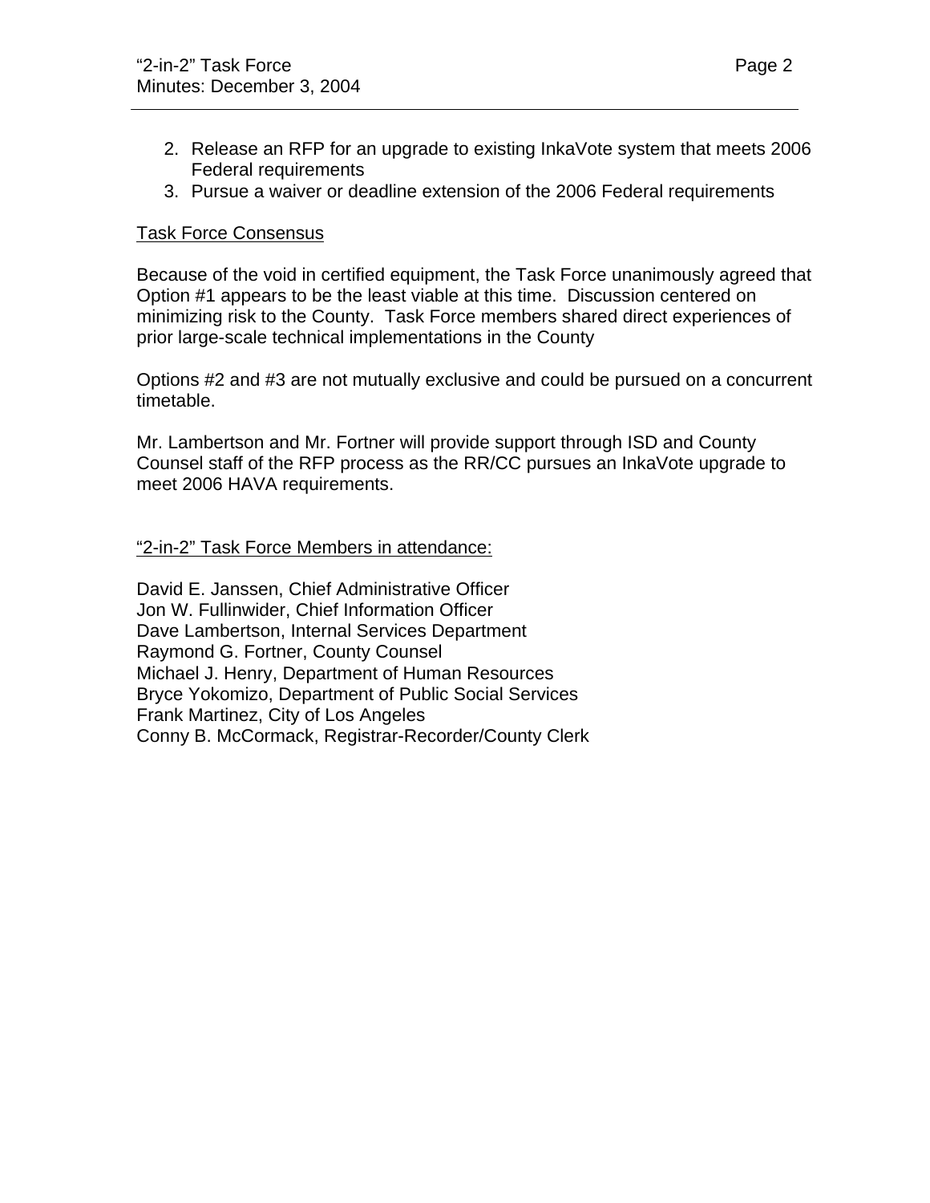2. Release an RFP for an upgrade to existing InkaVote system that meets 2006 Federal requirements
3. Pursue a waiver or deadline extension of the 2006 Federal requirements

<u>Task Force Consensus</u>

Because of the void in certified equipment, the Task Force unanimously agreed that Option #1 appears to be the least viable at this time. Discussion centered on minimizing risk to the County. Task Force members shared direct experiences of prior large-scale technical implementations in the County

Options #2 and #3 are not mutually exclusive and could be pursued on a concurrent timetable.

Mr. Lambertson and Mr. Fortner will provide support through ISD and County Counsel staff of the RFP process as the RR/CC pursues an InkaVote upgrade to meet 2006 HAVA requirements.

<u>"2-in-2" Task Force Members in attendance:</u>

David E. Janssen, Chief Administrative Officer
Jon W. Fullinwider, Chief Information Officer
Dave Lambertson, Internal Services Department
Raymond G. Fortner, County Counsel
Michael J. Henry, Department of Human Resources
Bryce Yokomizo, Department of Public Social Services
Frank Martinez, City of Los Angeles
Conny B. McCormack, Registrar-Recorder/County Clerk